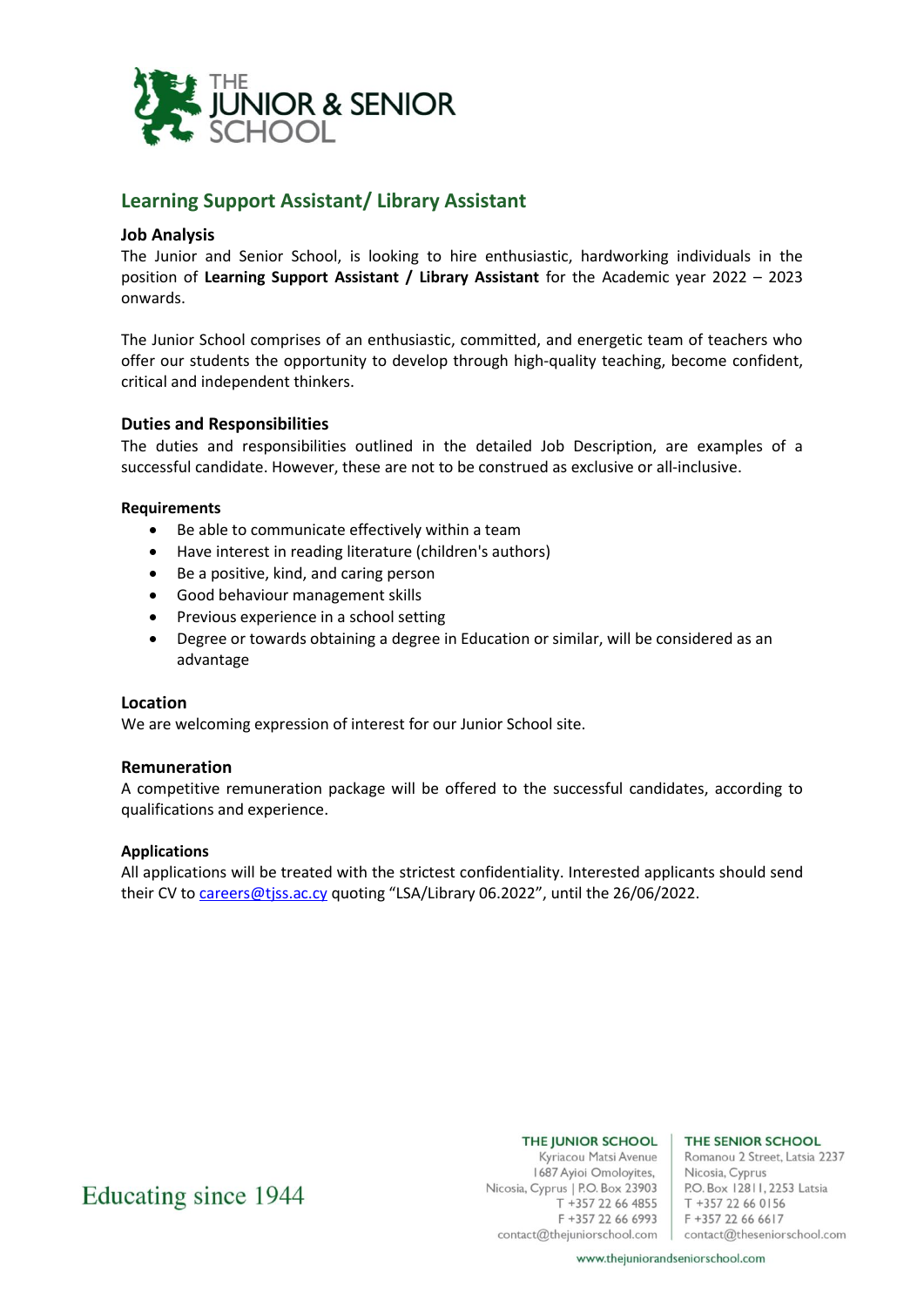# Learning Support Assistant/ Library Assistant

### Job Analysis

The Junior and Senior School, is looking to hire enthusiastic, hardworking individuals in the position of **Learning Support Assistant / Library Assistant** for the Academic year 2022 – 2023 onwards.

The Junior School comprises of an enthusiastic, committed, and energetic team of teachers who offer our students the opportunity to develop through high-quality teaching, become confident, critical and independent thinkers.

### Duties and Responsibilities

The duties and responsibilities outlined in the detailed Job Description, are examples of a successful candidate. However, these are not to be construed as exclusive or all-inclusive.

#### Requirements

- Be able to communicate effectively within a team
- Have interest in reading literature (children's authors)
- Be a positive, kind, and caring person
- Good behaviour management skills
- Previous experience in a school setting
- Degree or towards obtaining a degree in Education or similar, will be considered as an advantage

### Location

We are welcoming expression of interest for our Junior School site.

### Remuneration

A competitive remuneration package will be offered to the successful candidates, according to qualifications and experience.

#### Applications

All applications will be treated with the strictest confidentiality. Interested applicants should send their CV to careers@tjss.ac.cy quoting "LSA/Library 06.2022", until the 26/06/2022.

Educating since 1944

**THE JUNIOR SCHOOL**
Kyriacou Matsi Avenue
1687 Ayioi Omoloyites,
Nicosia, Cyprus | P.O. Box 23903
T +357 22 66 4855
F +357 22 66 6993
contact@thejuniorschool.com

**THE SENIOR SCHOOL**
Romanou 2 Street, Latsia 2237
Nicosia, Cyprus
P.O. Box 12811, 2253 Latsia
T +357 22 66 0156
F +357 22 66 6617
contact@theseniorschool.com

www.thejuniorandseniorschool.com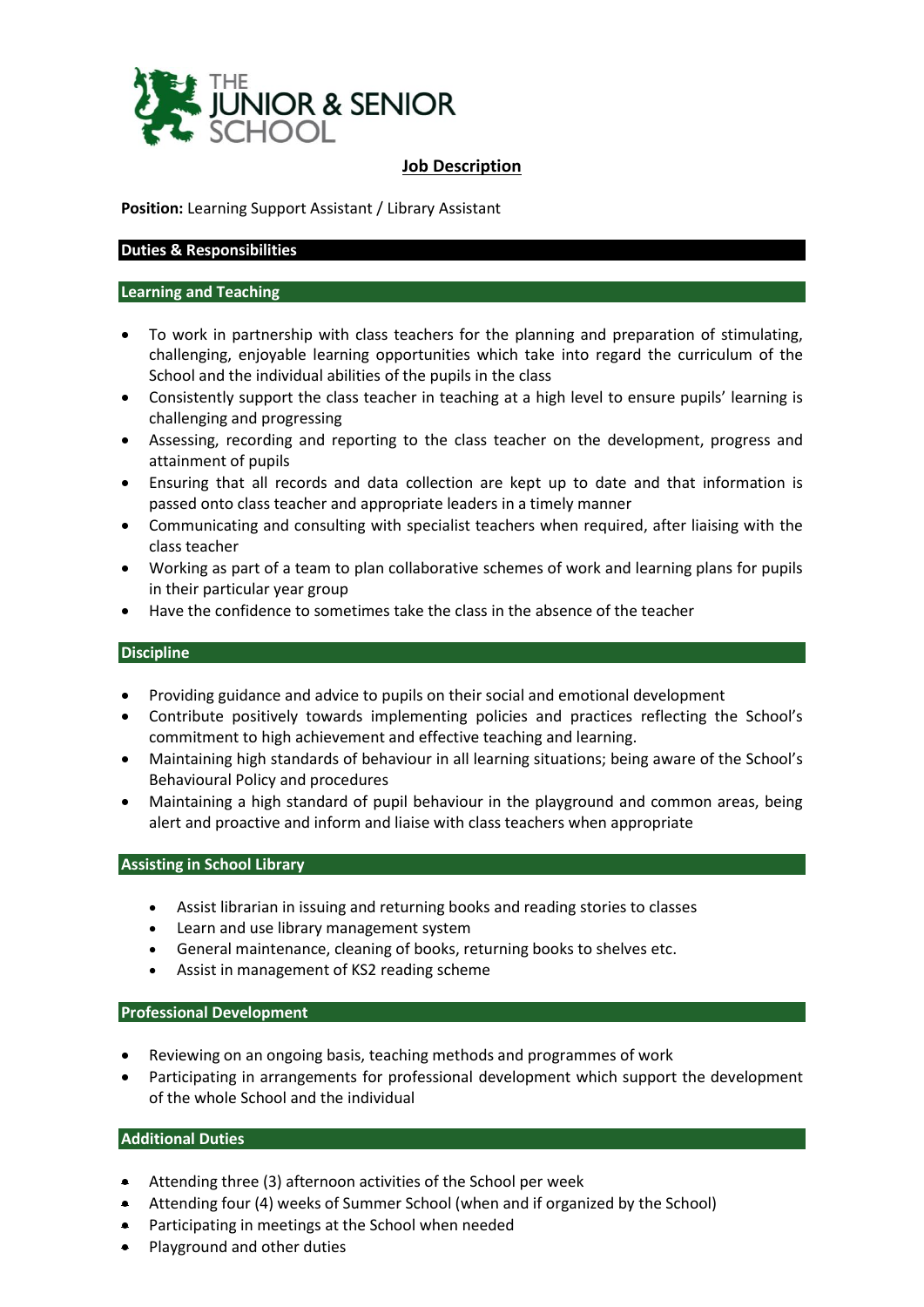THE JUNIOR & SENIOR SCHOOL

# Job Description

**Position:** Learning Support Assistant / Library Assistant

## Duties & Responsibilities

### Learning and Teaching

- To work in partnership with class teachers for the planning and preparation of stimulating, challenging, enjoyable learning opportunities which take into regard the curriculum of the School and the individual abilities of the pupils in the class
- Consistently support the class teacher in teaching at a high level to ensure pupils' learning is challenging and progressing
- Assessing, recording and reporting to the class teacher on the development, progress and attainment of pupils
- Ensuring that all records and data collection are kept up to date and that information is passed onto class teacher and appropriate leaders in a timely manner
- Communicating and consulting with specialist teachers when required, after liaising with the class teacher
- Working as part of a team to plan collaborative schemes of work and learning plans for pupils in their particular year group
- Have the confidence to sometimes take the class in the absence of the teacher

### Discipline

- Providing guidance and advice to pupils on their social and emotional development
- Contribute positively towards implementing policies and practices reflecting the School's commitment to high achievement and effective teaching and learning.
- Maintaining high standards of behaviour in all learning situations; being aware of the School's Behavioural Policy and procedures
- Maintaining a high standard of pupil behaviour in the playground and common areas, being alert and proactive and inform and liaise with class teachers when appropriate

### Assisting in School Library

- Assist librarian in issuing and returning books and reading stories to classes
- Learn and use library management system
- General maintenance, cleaning of books, returning books to shelves etc.
- Assist in management of KS2 reading scheme

### Professional Development

- Reviewing on an ongoing basis, teaching methods and programmes of work
- Participating in arrangements for professional development which support the development of the whole School and the individual

### Additional Duties

- Attending three (3) afternoon activities of the School per week
- Attending four (4) weeks of Summer School (when and if organized by the School)
- Participating in meetings at the School when needed
- Playground and other duties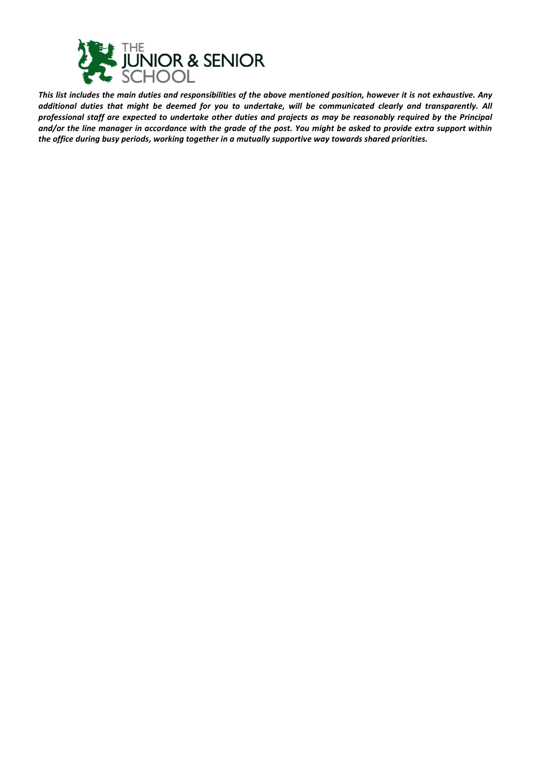***This list includes the main duties and responsibilities of the above mentioned position, however it is not exhaustive. Any additional duties that might be deemed for you to undertake, will be communicated clearly and transparently. All professional staff are expected to undertake other duties and projects as may be reasonably required by the Principal and/or the line manager in accordance with the grade of the post. You might be asked to provide extra support within the office during busy periods, working together in a mutually supportive way towards shared priorities.***